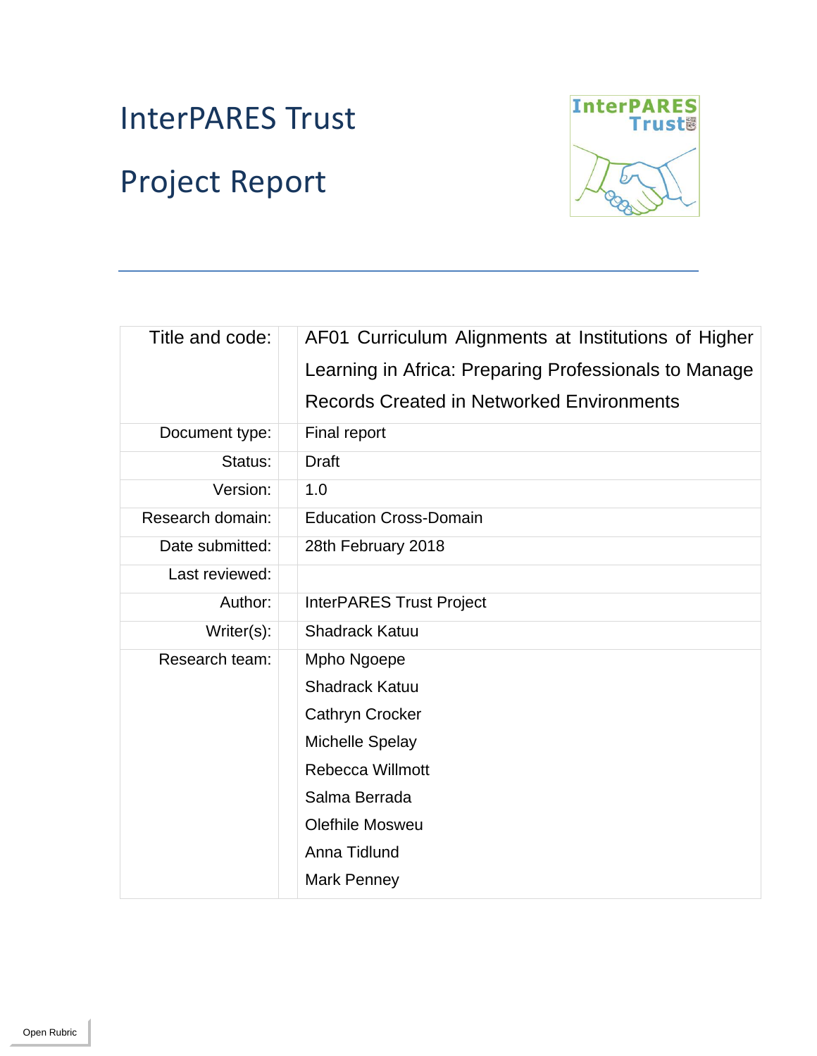# InterPARES Trust

# Project Report

| | |
|---|---|
| Title and code: | AF01 Curriculum Alignments at Institutions of Higher Learning in Africa: Preparing Professionals to Manage Records Created in Networked Environments |
| Document type: | Final report |
| Status: | Draft |
| Version: | 1.0 |
| Research domain: | Education Cross-Domain |
| Date submitted: | 28th February 2018 |
| Last reviewed: | |
| Author: | InterPARES Trust Project |
| Writer(s): | Shadrack Katuu |
| Research team: | Mpho Ngoepe<br>Shadrack Katuu<br>Cathryn Crocker<br>Michelle Spelay<br>Rebecca Willmott<br>Salma Berrada<br>Olefhile Mosweu<br>Anna Tidlund<br>Mark Penney |

Open Rubric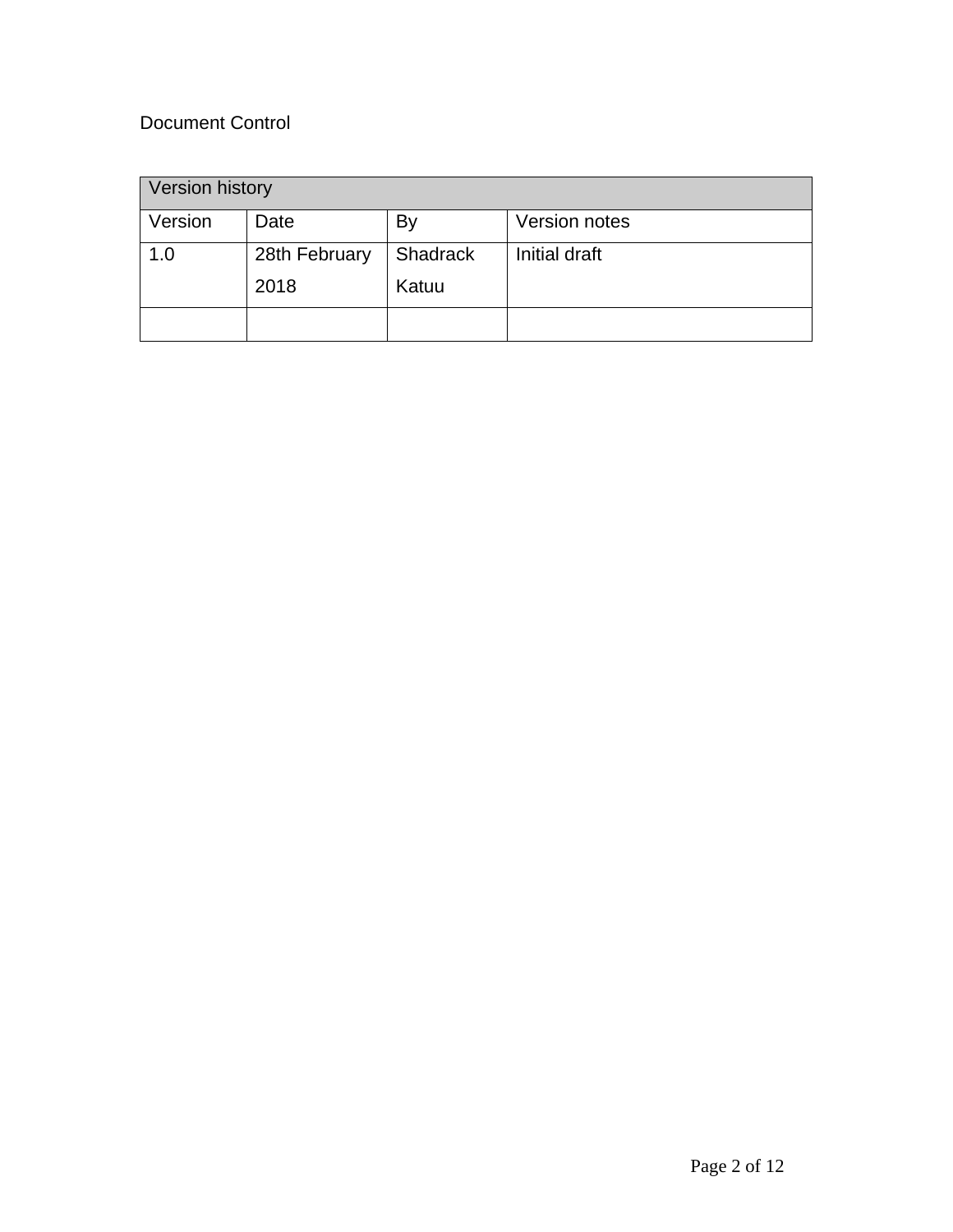Document Control

| Version history | | | |
|---|---|---|---|
| Version | Date | By | Version notes |
| 1.0 | 28th February 2018 | Shadrack Katuu | Initial draft |
| | | | |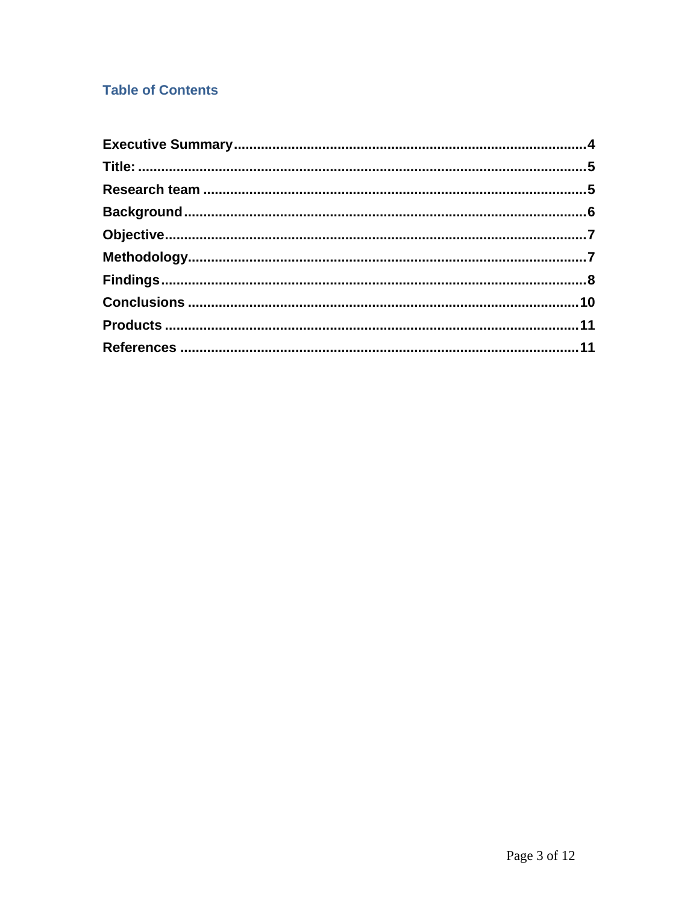## Table of Contents

**Executive Summary**.......................................................................................4
**Title:**..................................................................................................................5
**Research team**.................................................................................................5
**Background**......................................................................................................6
**Objective**...........................................................................................................7
**Methodology**......................................................................................................7
**Findings**.............................................................................................................8
**Conclusions**....................................................................................................10
**Products**..........................................................................................................11
**References**.......................................................................................................11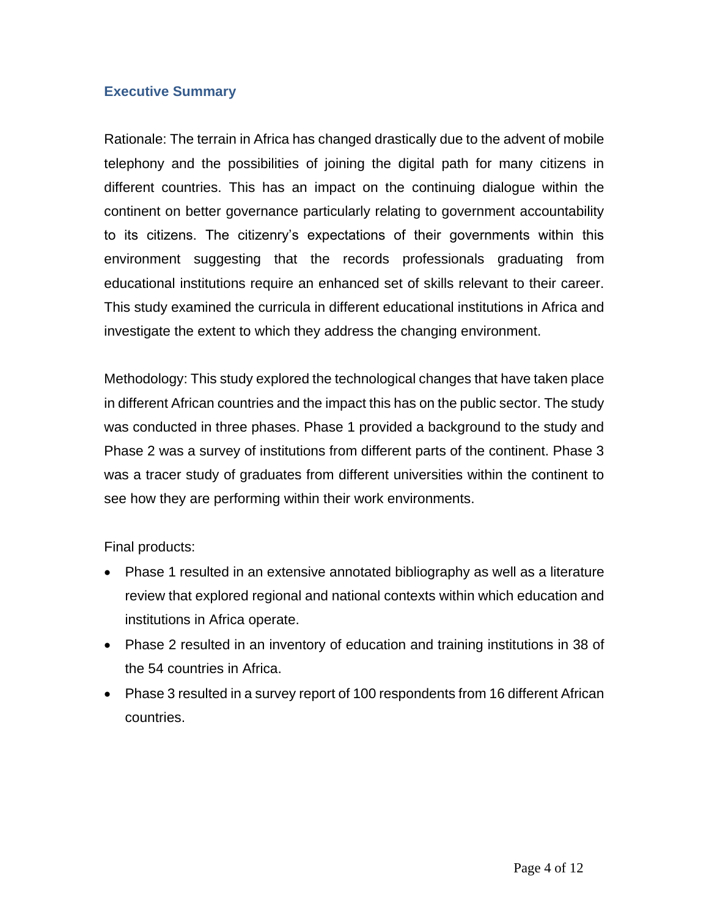## Executive Summary

Rationale: The terrain in Africa has changed drastically due to the advent of mobile telephony and the possibilities of joining the digital path for many citizens in different countries. This has an impact on the continuing dialogue within the continent on better governance particularly relating to government accountability to its citizens. The citizenry's expectations of their governments within this environment suggesting that the records professionals graduating from educational institutions require an enhanced set of skills relevant to their career. This study examined the curricula in different educational institutions in Africa and investigate the extent to which they address the changing environment.

Methodology: This study explored the technological changes that have taken place in different African countries and the impact this has on the public sector. The study was conducted in three phases. Phase 1 provided a background to the study and Phase 2 was a survey of institutions from different parts of the continent. Phase 3 was a tracer study of graduates from different universities within the continent to see how they are performing within their work environments.

Final products:

- Phase 1 resulted in an extensive annotated bibliography as well as a literature review that explored regional and national contexts within which education and institutions in Africa operate.
- Phase 2 resulted in an inventory of education and training institutions in 38 of the 54 countries in Africa.
- Phase 3 resulted in a survey report of 100 respondents from 16 different African countries.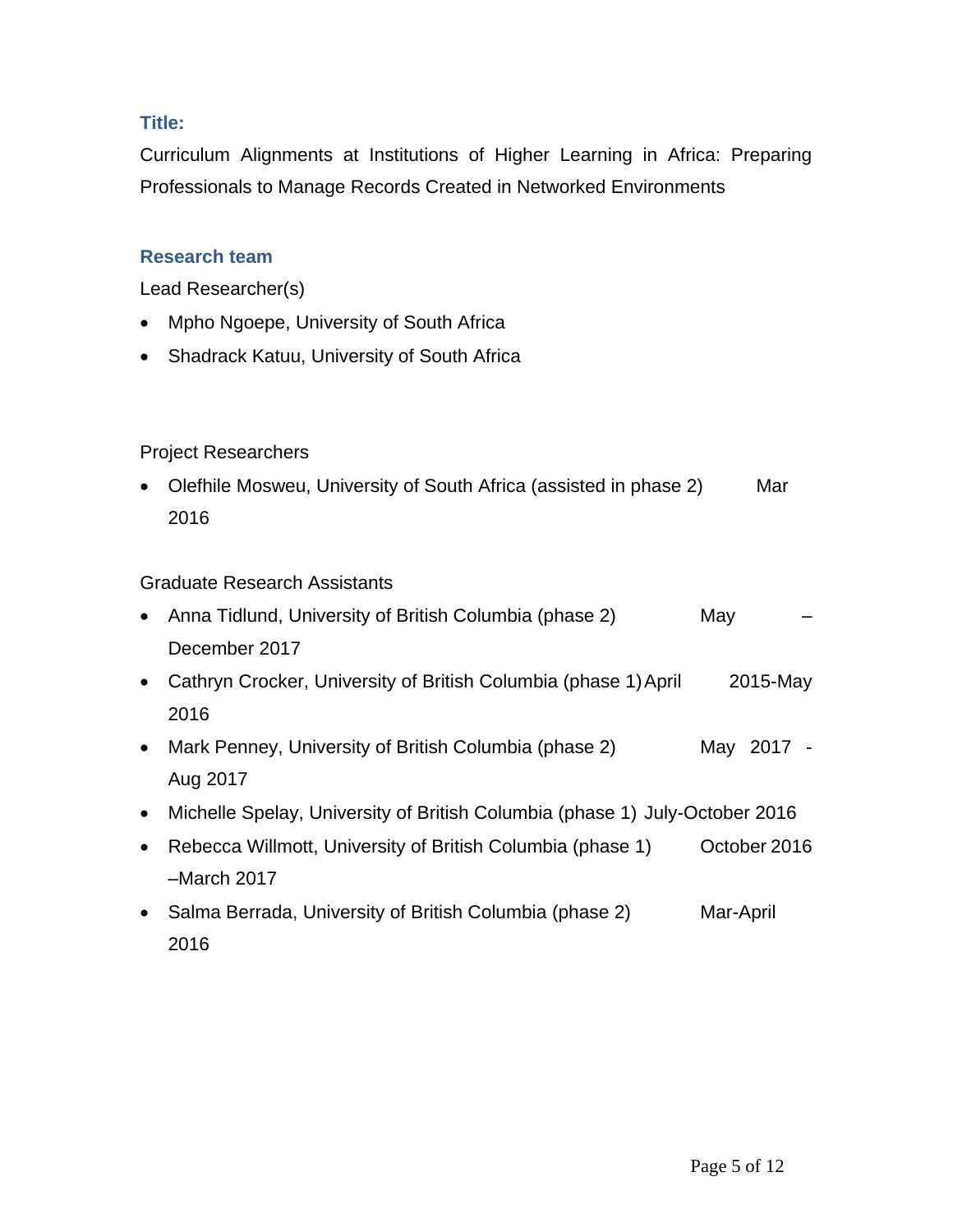### Title:

Curriculum Alignments at Institutions of Higher Learning in Africa: Preparing Professionals to Manage Records Created in Networked Environments

### Research team

Lead Researcher(s)

- Mpho Ngoepe, University of South Africa
- Shadrack Katuu, University of South Africa

Project Researchers

- Olefhile Mosweu, University of South Africa (assisted in phase 2) Mar 2016

Graduate Research Assistants

- Anna Tidlund, University of British Columbia (phase 2) May – December 2017
- Cathryn Crocker, University of British Columbia (phase 1) April 2015-May 2016
- Mark Penney, University of British Columbia (phase 2) May 2017 - Aug 2017
- Michelle Spelay, University of British Columbia (phase 1) July-October 2016
- Rebecca Willmott, University of British Columbia (phase 1) October 2016 –March 2017
- Salma Berrada, University of British Columbia (phase 2) Mar-April 2016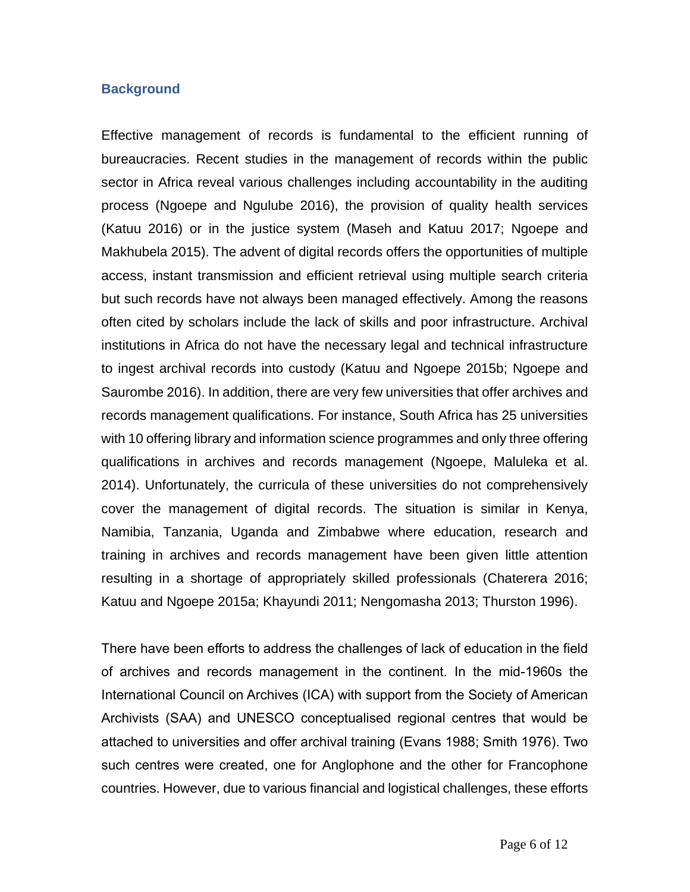## Background

Effective management of records is fundamental to the efficient running of bureaucracies. Recent studies in the management of records within the public sector in Africa reveal various challenges including accountability in the auditing process (Ngoepe and Ngulube 2016), the provision of quality health services (Katuu 2016) or in the justice system (Maseh and Katuu 2017; Ngoepe and Makhubela 2015). The advent of digital records offers the opportunities of multiple access, instant transmission and efficient retrieval using multiple search criteria but such records have not always been managed effectively. Among the reasons often cited by scholars include the lack of skills and poor infrastructure. Archival institutions in Africa do not have the necessary legal and technical infrastructure to ingest archival records into custody (Katuu and Ngoepe 2015b; Ngoepe and Saurombe 2016). In addition, there are very few universities that offer archives and records management qualifications. For instance, South Africa has 25 universities with 10 offering library and information science programmes and only three offering qualifications in archives and records management (Ngoepe, Maluleka et al. 2014). Unfortunately, the curricula of these universities do not comprehensively cover the management of digital records. The situation is similar in Kenya, Namibia, Tanzania, Uganda and Zimbabwe where education, research and training in archives and records management have been given little attention resulting in a shortage of appropriately skilled professionals (Chaterera 2016; Katuu and Ngoepe 2015a; Khayundi 2011; Nengomasha 2013; Thurston 1996).

There have been efforts to address the challenges of lack of education in the field of archives and records management in the continent. In the mid-1960s the International Council on Archives (ICA) with support from the Society of American Archivists (SAA) and UNESCO conceptualised regional centres that would be attached to universities and offer archival training (Evans 1988; Smith 1976). Two such centres were created, one for Anglophone and the other for Francophone countries. However, due to various financial and logistical challenges, these efforts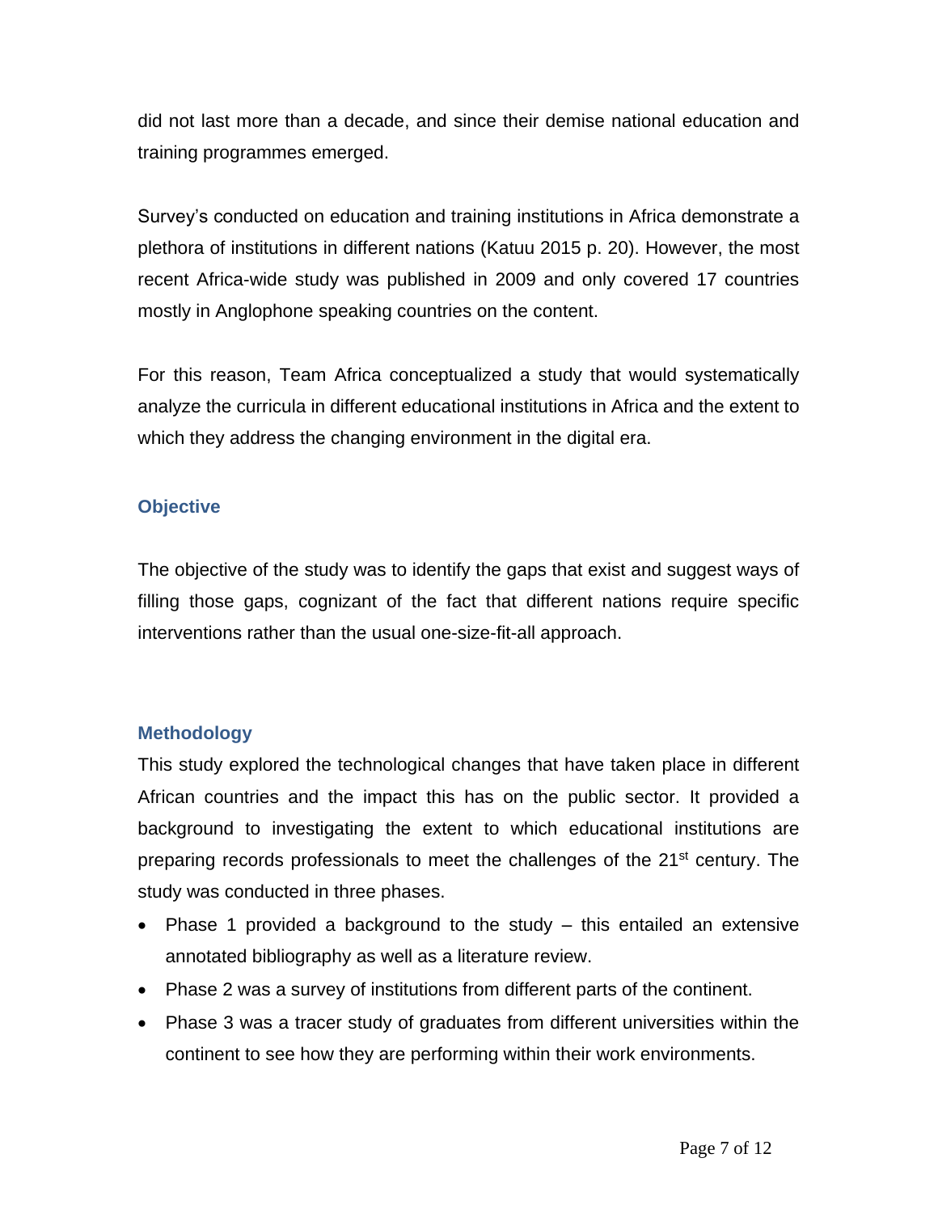did not last more than a decade, and since their demise national education and training programmes emerged.

Survey's conducted on education and training institutions in Africa demonstrate a plethora of institutions in different nations (Katuu 2015 p. 20). However, the most recent Africa-wide study was published in 2009 and only covered 17 countries mostly in Anglophone speaking countries on the content.

For this reason, Team Africa conceptualized a study that would systematically analyze the curricula in different educational institutions in Africa and the extent to which they address the changing environment in the digital era.

## Objective

The objective of the study was to identify the gaps that exist and suggest ways of filling those gaps, cognizant of the fact that different nations require specific interventions rather than the usual one-size-fit-all approach.

## Methodology

This study explored the technological changes that have taken place in different African countries and the impact this has on the public sector. It provided a background to investigating the extent to which educational institutions are preparing records professionals to meet the challenges of the 21st century. The study was conducted in three phases.

- Phase 1 provided a background to the study – this entailed an extensive annotated bibliography as well as a literature review.
- Phase 2 was a survey of institutions from different parts of the continent.
- Phase 3 was a tracer study of graduates from different universities within the continent to see how they are performing within their work environments.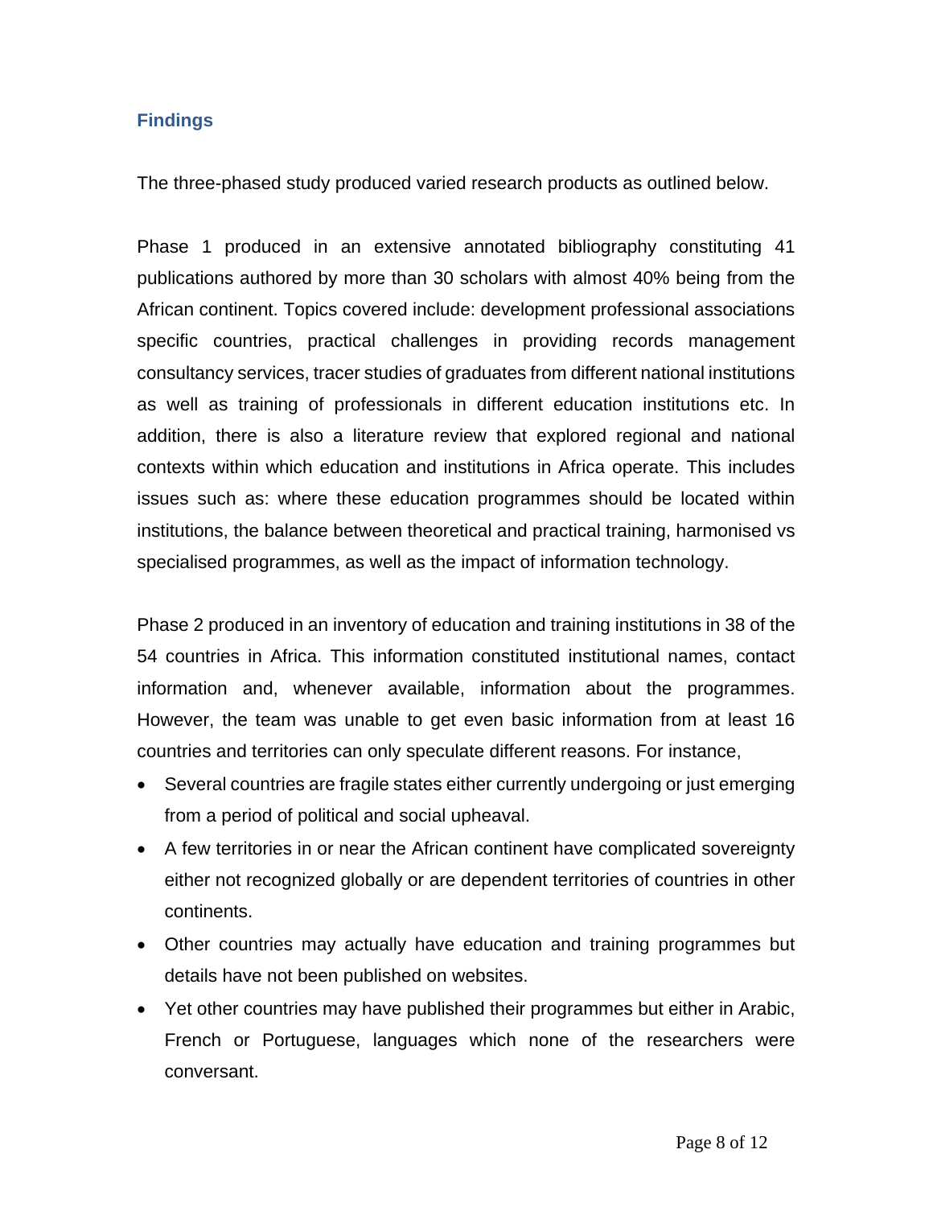## Findings

The three-phased study produced varied research products as outlined below.

Phase 1 produced in an extensive annotated bibliography constituting 41 publications authored by more than 30 scholars with almost 40% being from the African continent. Topics covered include: development professional associations specific countries, practical challenges in providing records management consultancy services, tracer studies of graduates from different national institutions as well as training of professionals in different education institutions etc. In addition, there is also a literature review that explored regional and national contexts within which education and institutions in Africa operate. This includes issues such as: where these education programmes should be located within institutions, the balance between theoretical and practical training, harmonised vs specialised programmes, as well as the impact of information technology.

Phase 2 produced in an inventory of education and training institutions in 38 of the 54 countries in Africa. This information constituted institutional names, contact information and, whenever available, information about the programmes. However, the team was unable to get even basic information from at least 16 countries and territories can only speculate different reasons. For instance,

- Several countries are fragile states either currently undergoing or just emerging from a period of political and social upheaval.
- A few territories in or near the African continent have complicated sovereignty either not recognized globally or are dependent territories of countries in other continents.
- Other countries may actually have education and training programmes but details have not been published on websites.
- Yet other countries may have published their programmes but either in Arabic, French or Portuguese, languages which none of the researchers were conversant.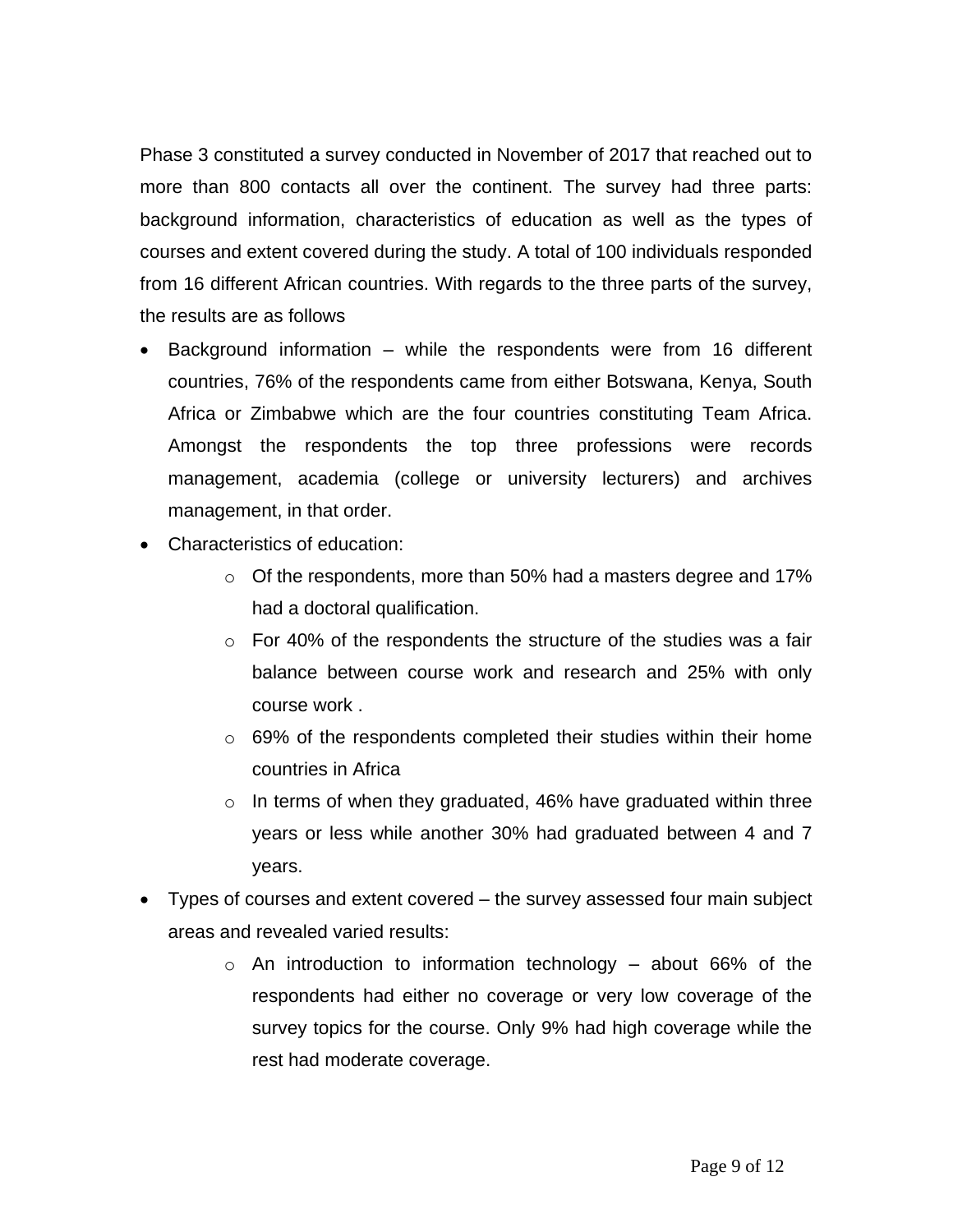Phase 3 constituted a survey conducted in November of 2017 that reached out to more than 800 contacts all over the continent. The survey had three parts: background information, characteristics of education as well as the types of courses and extent covered during the study. A total of 100 individuals responded from 16 different African countries. With regards to the three parts of the survey, the results are as follows

- Background information – while the respondents were from 16 different countries, 76% of the respondents came from either Botswana, Kenya, South Africa or Zimbabwe which are the four countries constituting Team Africa. Amongst the respondents the top three professions were records management, academia (college or university lecturers) and archives management, in that order.
- Characteristics of education:
  - Of the respondents, more than 50% had a masters degree and 17% had a doctoral qualification.
  - For 40% of the respondents the structure of the studies was a fair balance between course work and research and 25% with only course work .
  - 69% of the respondents completed their studies within their home countries in Africa
  - In terms of when they graduated, 46% have graduated within three years or less while another 30% had graduated between 4 and 7 years.
- Types of courses and extent covered – the survey assessed four main subject areas and revealed varied results:
  - An introduction to information technology – about 66% of the respondents had either no coverage or very low coverage of the survey topics for the course. Only 9% had high coverage while the rest had moderate coverage.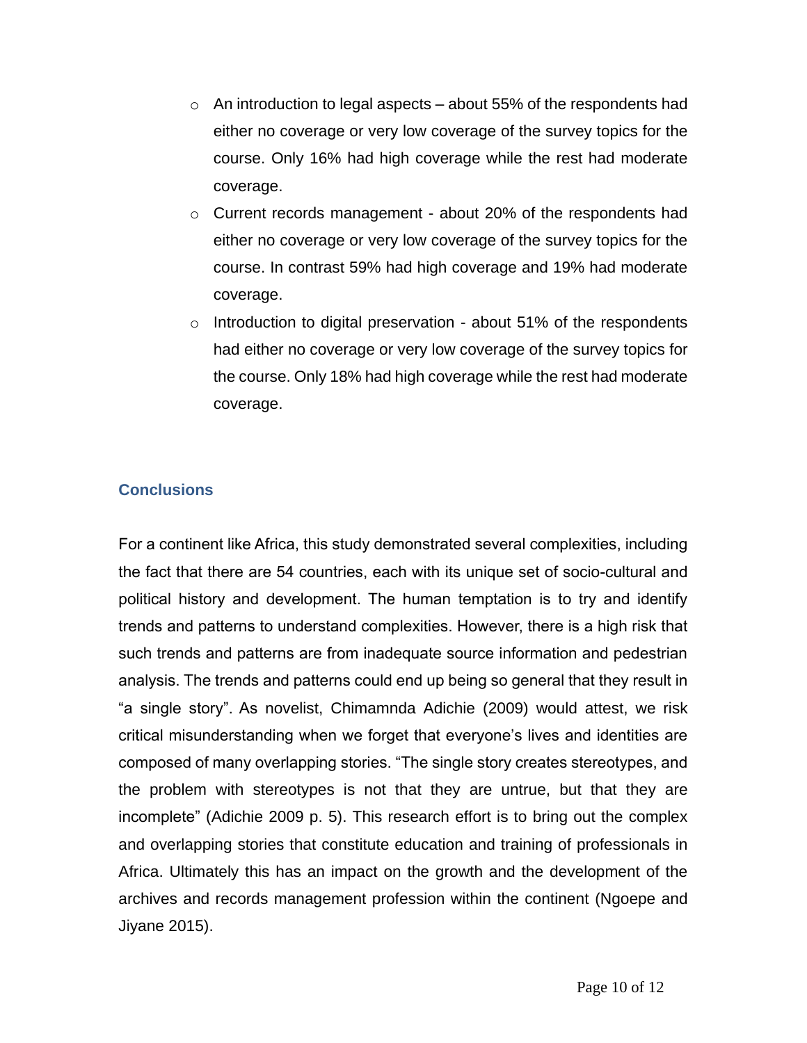- An introduction to legal aspects – about 55% of the respondents had either no coverage or very low coverage of the survey topics for the course. Only 16% had high coverage while the rest had moderate coverage.
- Current records management - about 20% of the respondents had either no coverage or very low coverage of the survey topics for the course. In contrast 59% had high coverage and 19% had moderate coverage.
- Introduction to digital preservation - about 51% of the respondents had either no coverage or very low coverage of the survey topics for the course. Only 18% had high coverage while the rest had moderate coverage.

## Conclusions

For a continent like Africa, this study demonstrated several complexities, including the fact that there are 54 countries, each with its unique set of socio-cultural and political history and development. The human temptation is to try and identify trends and patterns to understand complexities. However, there is a high risk that such trends and patterns are from inadequate source information and pedestrian analysis. The trends and patterns could end up being so general that they result in "a single story". As novelist, Chimamnda Adichie (2009) would attest, we risk critical misunderstanding when we forget that everyone's lives and identities are composed of many overlapping stories. "The single story creates stereotypes, and the problem with stereotypes is not that they are untrue, but that they are incomplete" (Adichie 2009 p. 5). This research effort is to bring out the complex and overlapping stories that constitute education and training of professionals in Africa. Ultimately this has an impact on the growth and the development of the archives and records management profession within the continent (Ngoepe and Jiyane 2015).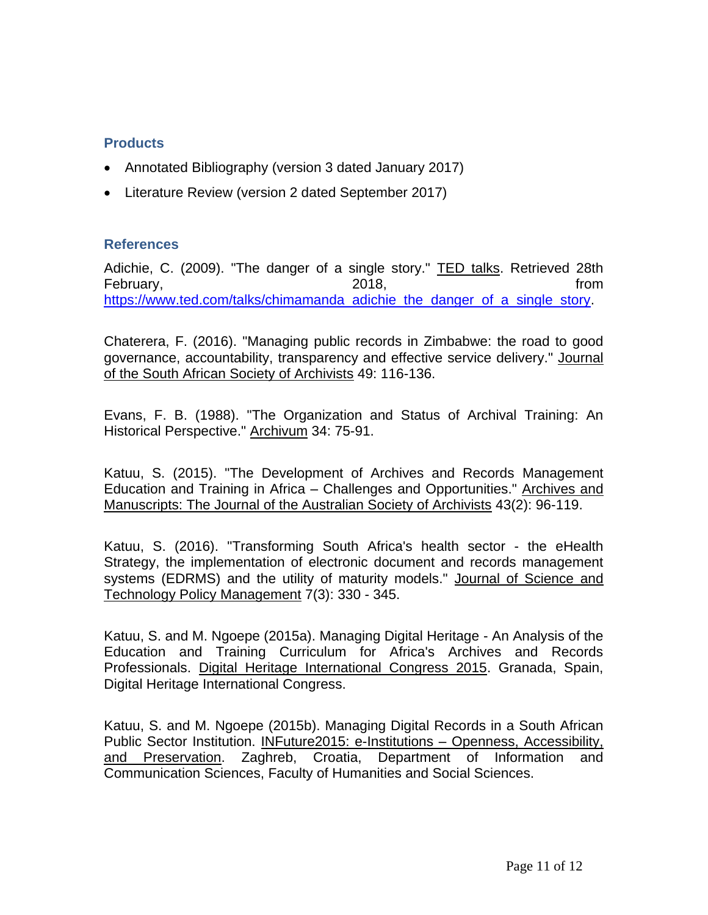### Products

- Annotated Bibliography (version 3 dated January 2017)
- Literature Review (version 2 dated September 2017)

### References

Adichie, C. (2009). "The danger of a single story." TED talks. Retrieved 28th February, 2018, from https://www.ted.com/talks/chimamanda_adichie_the_danger_of_a_single_story.

Chaterera, F. (2016). "Managing public records in Zimbabwe: the road to good governance, accountability, transparency and effective service delivery." Journal of the South African Society of Archivists 49: 116-136.

Evans, F. B. (1988). "The Organization and Status of Archival Training: An Historical Perspective." Archivum 34: 75-91.

Katuu, S. (2015). "The Development of Archives and Records Management Education and Training in Africa – Challenges and Opportunities." Archives and Manuscripts: The Journal of the Australian Society of Archivists 43(2): 96-119.

Katuu, S. (2016). "Transforming South Africa's health sector - the eHealth Strategy, the implementation of electronic document and records management systems (EDRMS) and the utility of maturity models." Journal of Science and Technology Policy Management 7(3): 330 - 345.

Katuu, S. and M. Ngoepe (2015a). Managing Digital Heritage - An Analysis of the Education and Training Curriculum for Africa's Archives and Records Professionals. Digital Heritage International Congress 2015. Granada, Spain, Digital Heritage International Congress.

Katuu, S. and M. Ngoepe (2015b). Managing Digital Records in a South African Public Sector Institution. INFuture2015: e-Institutions – Openness, Accessibility, and Preservation. Zaghreb, Croatia, Department of Information and Communication Sciences, Faculty of Humanities and Social Sciences.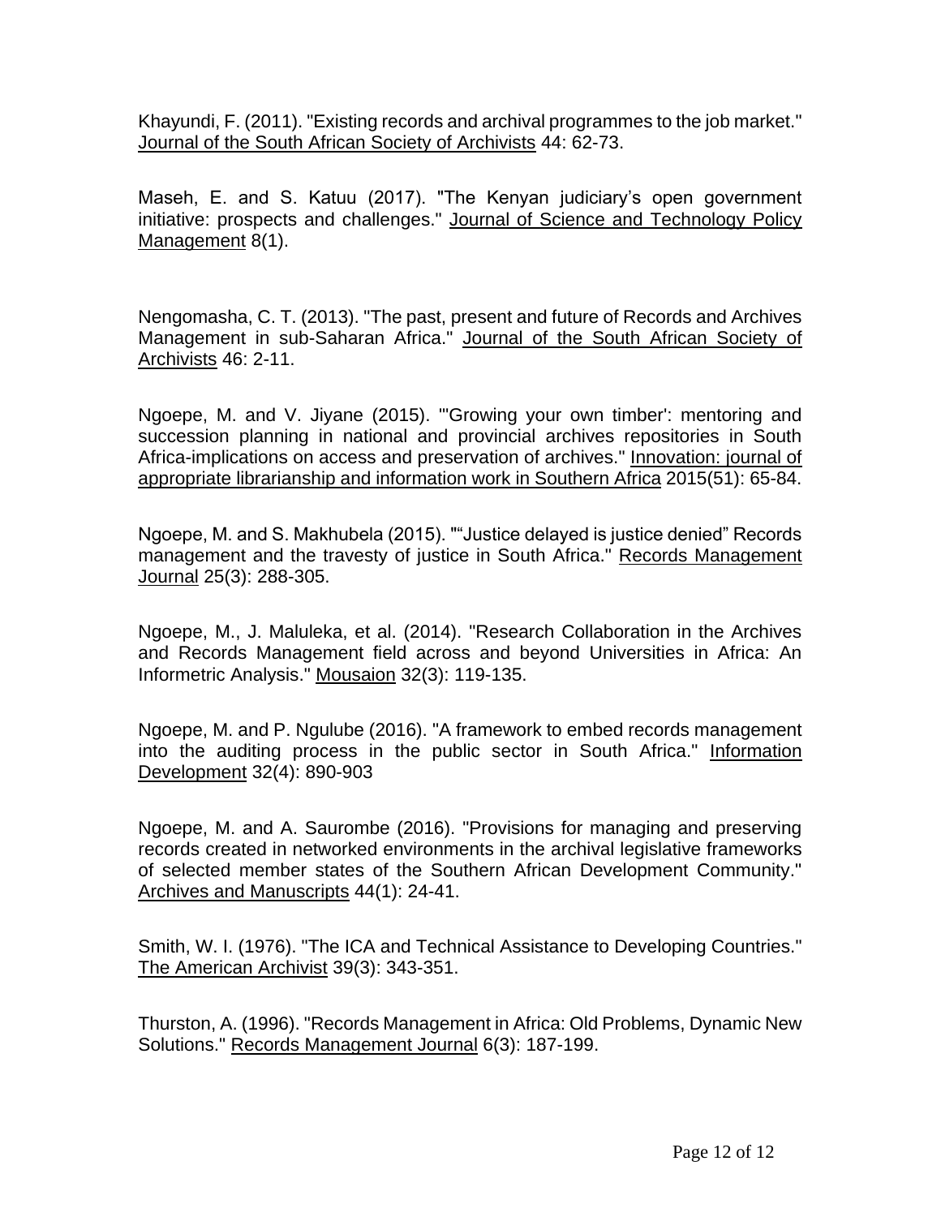Khayundi, F. (2011). "Existing records and archival programmes to the job market." Journal of the South African Society of Archivists 44: 62-73.

Maseh, E. and S. Katuu (2017). "The Kenyan judiciary's open government initiative: prospects and challenges." Journal of Science and Technology Policy Management 8(1).

Nengomasha, C. T. (2013). "The past, present and future of Records and Archives Management in sub-Saharan Africa." Journal of the South African Society of Archivists 46: 2-11.

Ngoepe, M. and V. Jiyane (2015). "'Growing your own timber': mentoring and succession planning in national and provincial archives repositories in South Africa-implications on access and preservation of archives." Innovation: journal of appropriate librarianship and information work in Southern Africa 2015(51): 65-84.

Ngoepe, M. and S. Makhubela (2015). "“Justice delayed is justice denied” Records management and the travesty of justice in South Africa." Records Management Journal 25(3): 288-305.

Ngoepe, M., J. Maluleka, et al. (2014). "Research Collaboration in the Archives and Records Management field across and beyond Universities in Africa: An Informetric Analysis." Mousaion 32(3): 119-135.

Ngoepe, M. and P. Ngulube (2016). "A framework to embed records management into the auditing process in the public sector in South Africa." Information Development 32(4): 890-903

Ngoepe, M. and A. Saurombe (2016). "Provisions for managing and preserving records created in networked environments in the archival legislative frameworks of selected member states of the Southern African Development Community." Archives and Manuscripts 44(1): 24-41.

Smith, W. I. (1976). "The ICA and Technical Assistance to Developing Countries." The American Archivist 39(3): 343-351.

Thurston, A. (1996). "Records Management in Africa: Old Problems, Dynamic New Solutions." Records Management Journal 6(3): 187-199.